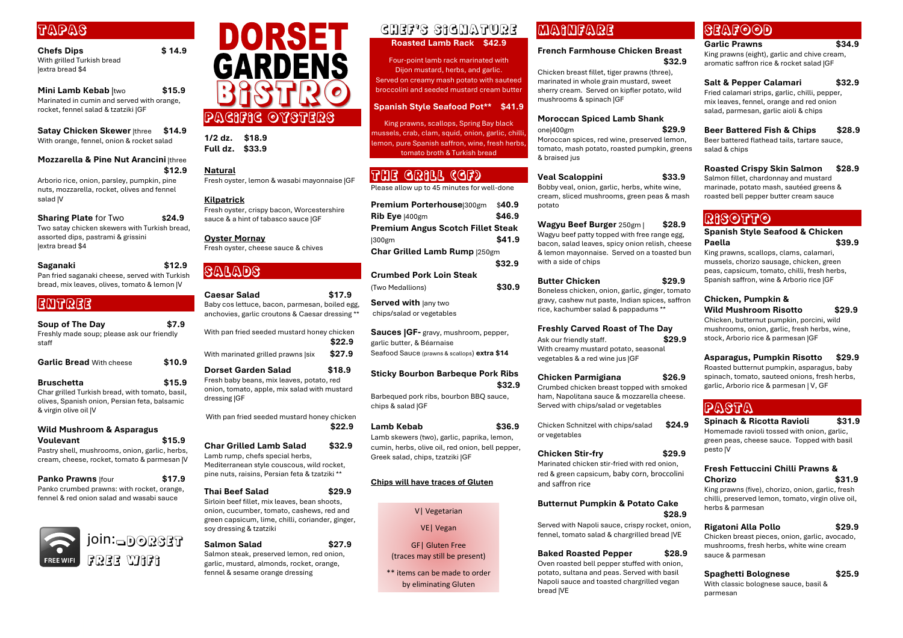# DORSET GARDENS BISTRO

## TAPAS

**Chefs Dips** **$ 14.9**
With grilled Turkish bread
|extra bread $4

**Mini Lamb Kebab** |two **$15.9**
Marinated in cumin and served with orange, rocket, fennel salad & tzatziki |GF

**Satay Chicken Skewer** |three **$14.9**
With orange, fennel, onion & rocket salad

**Mozzarella & Pine Nut Arancini** |three **$12.9**
Arborio rice, onion, parsley, pumpkin, pine nuts, mozzarella, rocket, olives and fennel salad |V

**Sharing Plate** for Two **$24.9**
Two satay chicken skewers with Turkish bread, assorted dips, pastrami & grissini
|extra bread $4

**Saganaki** **$12.9**
Pan fried saganaki cheese, served with Turkish bread, mix leaves, olives, tomato & lemon |V

## ENTREE

**Soup of The Day** **$7.9**
Freshly made soup; please ask our friendly staff

**Garlic Bread** With cheese **$10.9**

**Bruschetta** **$15.9**
Char grilled Turkish bread, with tomato, basil, olives, Spanish onion, Persian feta, balsamic & virgin olive oil |V

**Wild Mushroom & Asparagus Voulevant** **$15.9**
Pastry shell, mushrooms, onion, garlic, herbs, cream, cheese, rocket, tomato & parmesan |V

**Panko Prawns** |four **$17.9**
Panko crumbed prawns: with rocket, orange, fennel & red onion salad and wasabi sauce

FREE WIFI join: DORSET FREE WIFI

## PACIFIC OYSTERS

**1/2 dz.** **$18.9**
**Full dz.** **$33.9**

**Natural**
Fresh oyster, lemon & wasabi mayonnaise |GF

**Kilpatrick**
Fresh oyster, crispy bacon, Worcestershire sauce & a hint of tabasco sauce |GF

**Oyster Mornay**
Fresh oyster, cheese sauce & chives

## SALADS

**Caesar Salad** **$17.9**
Baby cos lettuce, bacon, parmesan, boiled egg, anchovies, garlic croutons & Caesar dressing **

With pan fried seeded mustard honey chicken **$22.9**

With marinated grilled prawns |six **$27.9**

**Dorset Garden Salad** **$18.9**
Fresh baby beans, mix leaves, potato, red onion, tomato, apple, mix salad with mustard dressing |GF

With pan fried seeded mustard honey chicken **$22.9**

**Char Grilled Lamb Salad** **$32.9**
Lamb rump, chefs special herbs, Mediterranean style couscous, wild rocket, pine nuts, raisins, Persian feta & tzatziki **

**Thai Beef Salad** **$29.9**
Sirloin beef fillet, mix leaves, bean shoots, onion, cucumber, tomato, cashews, red and green capsicum, lime, chilli, coriander, ginger, soy dressing & tzatziki

**Salmon Salad** **$27.9**
Salmon steak, preserved lemon, red onion, garlic, mustard, almonds, rocket, orange, fennel & sesame orange dressing

## CHEF'S SIGNATURE

**Roasted Lamb Rack** **$42.9**
Four-point lamb rack marinated with Dijon mustard, herbs, and garlic. Served on creamy mash potato with sauteed broccolini and seeded mustard cream butter

**Spanish Style Seafood Pot**** **$41.9**
King prawns, scallops, Spring Bay black mussels, crab, clam, squid, onion, garlic, chilli, lemon, pure Spanish saffron, wine, fresh herbs, tomato broth & Turkish bread

## THE GRILL (GF)

Please allow up to 45 minutes for well-done

**Premium Porterhouse**|300gm **$40.9**
**Rib Eye** |400gm **$46.9**
**Premium Angus Scotch Fillet Steak** |300gm **$41.9**
**Char Grilled Lamb Rump** |250gm **$32.9**
**Crumbed Pork Loin Steak** (Two Medallions) **$30.9**

**Served with** |any two
chips/salad or vegetables

**Sauces |GF-** gravy, mushroom, pepper, garlic butter, & Béarnaise
Seafood Sauce (prawns & scallops) **extra $14**

**Sticky Bourbon Barbeque Pork Ribs** **$32.9**
Barbequed pork ribs, bourbon BBQ sauce, chips & salad |GF

**Lamb Kebab** **$36.9**
Lamb skewers (two), garlic, paprika, lemon, cumin, herbs, olive oil, red onion, bell pepper, Greek salad, chips, tzatziki |GF

**Chips will have traces of Gluten**

V| Vegetarian
VE| Vegan
GF| Gluten Free (traces may still be present)
** items can be made to order by eliminating Gluten

## MAINFARE

**French Farmhouse Chicken Breast** **$32.9**
Chicken breast fillet, tiger prawns (three), marinated in whole grain mustard, sweet sherry cream. Served on kipfler potato, wild mushrooms & spinach |GF

**Moroccan Spiced Lamb Shank** one|400gm **$29.9**
Moroccan spices, red wine, preserved lemon, tomato, mash potato, roasted pumpkin, greens & braised jus

**Veal Scaloppini** **$33.9**
Bobby veal, onion, garlic, herbs, white wine, cream, sliced mushrooms, green peas & mash potato

**Wagyu Beef Burger** 250gm | **$28.9**
Wagyu beef patty topped with free range egg, bacon, salad leaves, spicy onion relish, cheese & lemon mayonnaise. Served on a toasted bun with a side of chips

**Butter Chicken** **$29.9**
Boneless chicken, onion, garlic, ginger, tomato gravy, cashew nut paste, Indian spices, saffron rice, kachumber salad & pappadums **

**Freshly Carved Roast of The Day** **$29.9**
Ask our friendly staff.
With creamy mustard potato, seasonal vegetables & a red wine jus |GF

**Chicken Parmigiana** **$26.9**
Crumbed chicken breast topped with smoked ham, Napolitana sauce & mozzarella cheese. Served with chips/salad or vegetables

Chicken Schnitzel with chips/salad or vegetables **$24.9**

**Chicken Stir-fry** **$29.9**
Marinated chicken stir-fried with red onion, red & green capsicum, baby corn, broccolini and saffron rice

**Butternut Pumpkin & Potato Cake** **$28.9**
Served with Napoli sauce, crispy rocket, onion, fennel, tomato salad & chargrilled bread |VE

**Baked Roasted Pepper** **$28.9**
Oven roasted bell pepper stuffed with onion, potato, sultana and peas. Served with basil Napoli sauce and toasted chargrilled vegan bread |VE

## SEAFOOD

**Garlic Prawns** **$34.9**
King prawns (eight), garlic and chive cream, aromatic saffron rice & rocket salad |GF

**Salt & Pepper Calamari** **$32.9**
Fried calamari strips, garlic, chilli, pepper, mix leaves, fennel, orange and red onion salad, parmesan, garlic aioli & chips

**Beer Battered Fish & Chips** **$28.9**
Beer battered flathead tails, tartare sauce, salad & chips

**Roasted Crispy Skin Salmon** **$28.9**
Salmon fillet, chardonnay and mustard marinade, potato mash, sautéed greens & roasted bell pepper butter cream sauce

## RISOTTO

**Spanish Style Seafood & Chicken Paella** **$39.9**
King prawns, scallops, clams, calamari, mussels, chorizo sausage, chicken, green peas, capsicum, tomato, chilli, fresh herbs, Spanish saffron, wine & Arborio rice |GF

**Chicken, Pumpkin & Wild Mushroom Risotto** **$29.9**
Chicken, butternut pumpkin, porcini, wild mushrooms, onion, garlic, fresh herbs, wine, stock, Arborio rice & parmesan |GF

**Asparagus, Pumpkin Risotto** **$29.9**
Roasted butternut pumpkin, asparagus, baby spinach, tomato, sauteed onions, fresh herbs, garlic, Arborio rice & parmesan | V, GF

## PASTA

**Spinach & Ricotta Ravioli** **$31.9**
Homemade ravioli tossed with onion, garlic, green peas, cheese sauce. Topped with basil pesto |V

**Fresh Fettuccini Chilli Prawns & Chorizo** **$31.9**
King prawns (five), chorizo, onion, garlic, fresh chilli, preserved lemon, tomato, virgin olive oil, herbs & parmesan

**Rigatoni Alla Pollo** **$29.9**
Chicken breast pieces, onion, garlic, avocado, mushrooms, fresh herbs, white wine cream sauce & parmesan

**Spaghetti Bolognese** **$25.9**
With classic bolognese sauce, basil & parmesan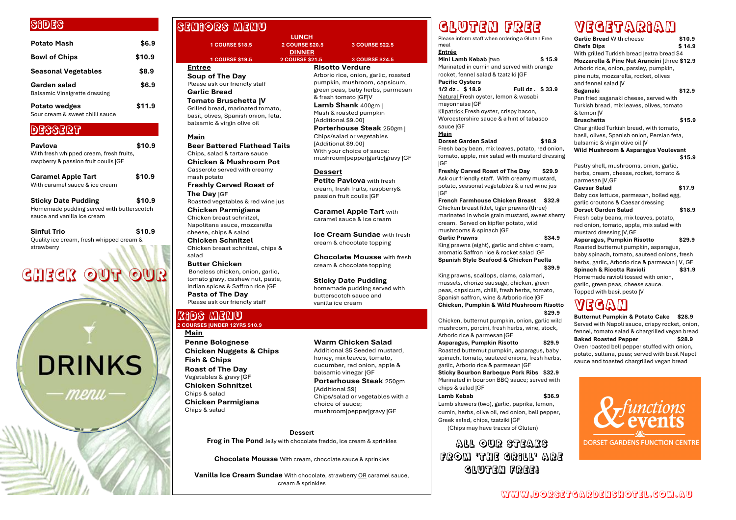## SIDES

| | |
|---|---|
| **Potato Mash** | $6.9 |
| **Bowl of Chips** | $10.9 |
| **Seasonal Vegetables** | $8.9 |
| **Garden salad** Balsamic Vinaigrette dressing | $6.9 |
| **Potato wedges** Sour cream & sweet chilli sauce | $11.9 |

## DESSERT

| | |
|---|---|
| **Pavlova** With fresh whipped cream, fresh fruits, raspberry & passion fruit coulis \|GF | $10.9 |
| **Caramel Apple Tart** With caramel sauce & ice cream | $10.9 |
| **Sticky Date Pudding** Homemade pudding served with butterscotch sauce and vanilla ice cream | $10.9 |
| **Sinful Trio** Quality ice cream, fresh whipped cream & strawberry | $10.9 |

CHECK OUT OUR

DRINKS
menu

## SENIORS MENU

**LUNCH**
1 COURSE $18.5 | 2 COURSE $20.5 | 3 COURSE $22.5

**DINNER**
1 COURSE $19.5 | 2 COURSE $21.5 | 3 COURSE $24.5

### Entree

**Soup of The Day**
Please ask our friendly staff

**Garlic Bread**

**Tomato Bruschetta |V**
Grilled bread, marinated tomato, basil, olives, Spanish onion, feta, balsamic & virgin olive oil

**Risotto Verdure**
Arborio rice, onion, garlic, roasted pumpkin, mushroom, capsicum, green peas, baby herbs, parmesan & fresh tomato |GF|V

### Main

**Beer Battered Flathead Tails**
Chips, salad & tartare sauce

**Chicken & Mushroom Pot**
Casserole served with creamy mash potato

**Freshly Carved Roast of The Day** |GF
Roasted vegetables & red wine jus

**Chicken Parmigiana**
Chicken breast schnitzel, Napolitana sauce, mozzarella cheese, chips & salad

**Chicken Schnitzel**
Chicken breast schnitzel, chips & salad

**Butter Chicken**
Boneless chicken, onion, garlic, tomato gravy, cashew nut, paste, Indian spices & Saffron rice |GF

**Pasta of The Day**
Please ask our friendly staff

**Lamb Shank** 400gm |
Mash & roasted pumpkin
[Additional $9.00]

**Porterhouse Steak** 250gm |
Chips/salad or vegetables
[Additional $9.00]
With your choice of sauce: mushroom|pepper|garlic|gravy |GF

### Dessert

**Petite Pavlova** with fresh cream, fresh fruits, raspberry& passion fruit coulis |GF

**Caramel Apple Tart** with caramel sauce & ice cream

**Ice Cream Sundae** with fresh cream & chocolate topping

**Chocolate Mousse** with fresh cream & chocolate topping

**Sticky Date Pudding**
homemade pudding served with butterscotch sauce and vanilla ice cream

## KIDS MENU

**2 COURSES |UNDER 12YRS $10.9**

### Main

**Penne Bolognese**

**Chicken Nuggets & Chips**

**Fish & Chips**

**Roast of The Day**
Vegetables & gravy |GF

**Chicken Schnitzel**
Chips & salad

**Chicken Parmigiana**
Chips & salad

**Warm Chicken Salad**
Additional $5 Seeded mustard, honey, mix leaves, tomato, cucumber, red onion, apple & balsamic vinegar |GF

**Porterhouse Steak** 250gm
[Additional $9]
Chips/salad or vegetables with a choice of sauce; mushroom|pepper|gravy |GF

### Dessert

**Frog in The Pond** Jelly with chocolate freddo, ice cream & sprinkles

**Chocolate Mousse** With cream, chocolate sauce & sprinkles

**Vanilla Ice Cream Sundae** With chocolate, strawberry OR caramel sauce, cream & sprinkles

## GLUTEN FREE

Please inform staff when ordering a Gluten Free meal

### Entrée

**Mini Lamb Kebab** |two **$ 15.9**
Marinated in cumin and served with orange rocket, fennel salad & tzatziki |GF

**Pacific Oysters**
**1/2 dz . $ 18.9** **Full dz . $ 33.9**
Natural Fresh oyster, lemon & wasabi mayonnaise |GF
Kilpatrick Fresh oyster, crispy bacon, Worcestershire sauce & a hint of tabasco sauce |GF

### Main

**Dorset Garden Salad** **$18.9**
Fresh baby bean, mix leaves, potato, red onion, tomato, apple, mix salad with mustard dressing |GF

**Freshly Carved Roast of The Day** **$29.9**
Ask our friendly staff. With creamy mustard, potato, seasonal vegetables & a red wine jus |GF

**French Farmhouse Chicken Breast** **$32.9**
Chicken breast fillet, tiger prawns (three) marinated in whole grain mustard, sweet sherry cream. Served on kipfler potato, wild mushrooms & spinach |GF

**Garlic Prawns** **$34.9**
King prawns (eight), garlic and chive cream, aromatic Saffron rice & rocket salad |GF

**Spanish Style Seafood & Chicken Paella** **$39.9**
King prawns, scallops, clams, calamari, mussels, chorizo sausage, chicken, green peas, capsicum, chilli, fresh herbs, tomato, Spanish saffron, wine & Arborio rice |GF

**Chicken, Pumpkin & Wild Mushroom Risotto** **$29.9**
Chicken, butternut pumpkin, onion, garlic wild mushroom, porcini, fresh herbs, wine, stock, Arborio rice & parmesan |GF

**Asparagus, Pumpkin Risotto** **$29.9**
Roasted butternut pumpkin, asparagus, baby spinach, tomato, sauteed onions, fresh herbs, garlic, Arborio rice & parmesan |GF

**Sticky Bourbon Barbeque Pork Ribs** **$32.9**
Marinated in bourbon BBQ sauce; served with chips & salad |GF

**Lamb Kebab** **$36.9**
Lamb skewers (two), garlic, paprika, lemon, cumin, onion, herbs, olive oil, red onion, bell pepper, Greek salad, chips, tzatziki |GF

(Chips may have traces of Gluten)

ALL OUR STEAKS FROM 'THE GRILL' ARE GLUTEN FREE!

## VEGETARIAN

**Garlic Bread** With cheese **$10.9**

**Chefs Dips** **$ 14.9**
With grilled Turkish bread |extra bread $4

**Mozzarella & Pine Nut Arancini** |three **$12.9**
Arborio rice, onion, parsley, pumpkin, pine nuts, mozzarella, rocket, olives and fennel salad |V

**Saganaki** **$12.9**
Pan fried saganaki cheese, served with Turkish bread, mix leaves, olives, tomato & lemon |V

**Bruschetta** **$15.9**
Char grilled Turkish bread, with tomato, basil, olives, Spanish onion, Persian feta, balsamic & virgin olive oil |V

**Wild Mushroom & Asparagus Voulevant** **$15.9**
Pastry shell, mushrooms, onion, garlic, herbs, cream, cheese, rocket, tomato & parmesan |V,GF

**Caesar Salad** **$17.9**
Baby cos lettuce, parmesan, boiled egg, garlic croutons & Caesar dressing

**Dorset Garden Salad** **$18.9**
Fresh baby beans, mix leaves, potato, red onion, tomato, apple, mix salad with mustard dressing |V,GF

**Asparagus, Pumpkin Risotto** **$29.9**
Roasted butternut pumpkin, asparagus, baby spinach, tomato, sauteed onions, fresh herbs, garlic, Arborio rice & parmesan | V, GF

**Spinach & Ricotta Ravioli** **$31.9**
Homemade ravioli tossed with onion, garlic, green peas, cheese sauce. Topped with basil pesto |V

## VEGAN

**Butternut Pumpkin & Potato Cake** **$28.9**
Served with Napoli sauce, crispy rocket, onion, fennel, tomato salad & chargrilled vegan bread

**Baked Roasted Pepper** **$28.9**
Oven roasted bell pepper stuffed with onion, potato, sultana, peas; served with basil Napoli sauce and toasted chargrilled vegan bread

&functions events
DORSET GARDENS FUNCTION CENTRE

WWW.DORSETGARDENSHOTEL.COM.AU